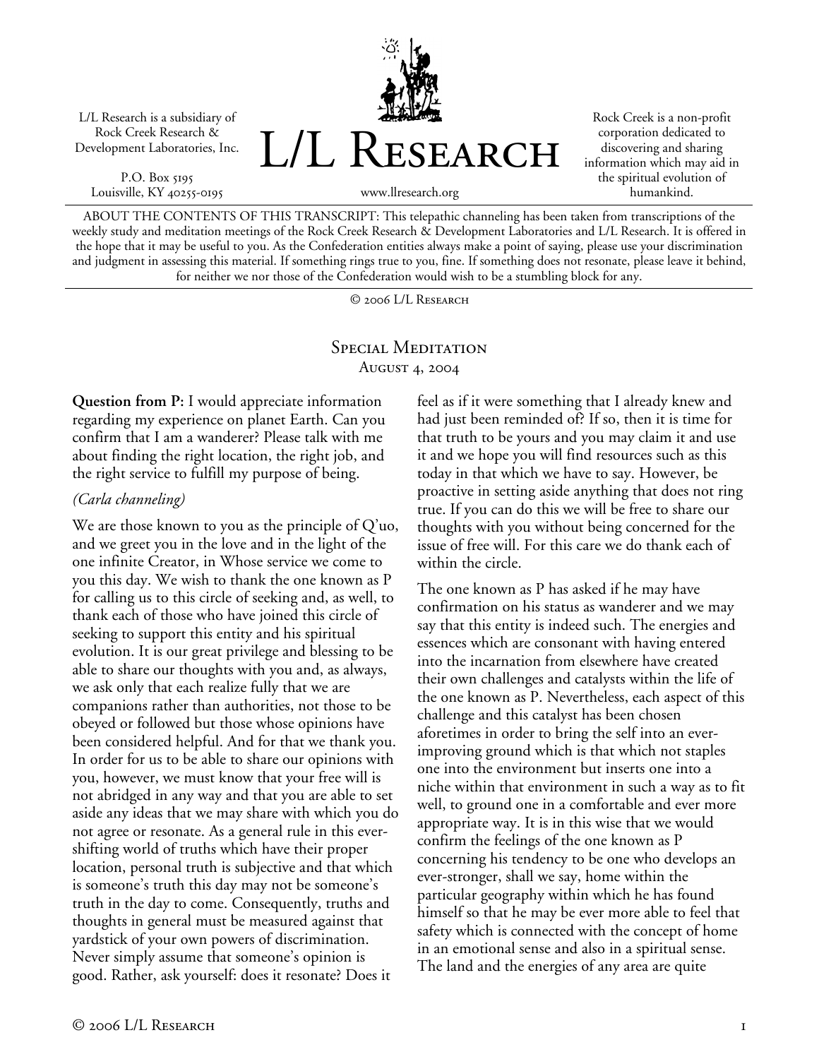L/L Research is a subsidiary of Rock Creek Research & Development Laboratories, Inc.

P.O. Box 5195
Louisville, KY 40255-0195

# L/L Research

www.llresearch.org

Rock Creek is a non-profit corporation dedicated to discovering and sharing information which may aid in the spiritual evolution of humankind.

ABOUT THE CONTENTS OF THIS TRANSCRIPT: This telepathic channeling has been taken from transcriptions of the weekly study and meditation meetings of the Rock Creek Research & Development Laboratories and L/L Research. It is offered in the hope that it may be useful to you. As the Confederation entities always make a point of saying, please use your discrimination and judgment in assessing this material. If something rings true to you, fine. If something does not resonate, please leave it behind, for neither we nor those of the Confederation would wish to be a stumbling block for any.

© 2006 L/L Research

## Special Meditation
August 4, 2004

**Question from P:** I would appreciate information regarding my experience on planet Earth. Can you confirm that I am a wanderer? Please talk with me about finding the right location, the right job, and the right service to fulfill my purpose of being.

*(Carla channeling)*

We are those known to you as the principle of Q'uo, and we greet you in the love and in the light of the one infinite Creator, in Whose service we come to you this day. We wish to thank the one known as P for calling us to this circle of seeking and, as well, to thank each of those who have joined this circle of seeking to support this entity and his spiritual evolution. It is our great privilege and blessing to be able to share our thoughts with you and, as always, we ask only that each realize fully that we are companions rather than authorities, not those to be obeyed or followed but those whose opinions have been considered helpful. And for that we thank you. In order for us to be able to share our opinions with you, however, we must know that your free will is not abridged in any way and that you are able to set aside any ideas that we may share with which you do not agree or resonate. As a general rule in this ever-shifting world of truths which have their proper location, personal truth is subjective and that which is someone's truth this day may not be someone's truth in the day to come. Consequently, truths and thoughts in general must be measured against that yardstick of your own powers of discrimination. Never simply assume that someone's opinion is good. Rather, ask yourself: does it resonate? Does it feel as if it were something that I already knew and had just been reminded of? If so, then it is time for that truth to be yours and you may claim it and use it and we hope you will find resources such as this today in that which we have to say. However, be proactive in setting aside anything that does not ring true. If you can do this we will be free to share our thoughts with you without being concerned for the issue of free will. For this care we do thank each of within the circle.

The one known as P has asked if he may have confirmation on his status as wanderer and we may say that this entity is indeed such. The energies and essences which are consonant with having entered into the incarnation from elsewhere have created their own challenges and catalysts within the life of the one known as P. Nevertheless, each aspect of this challenge and this catalyst has been chosen aforetimes in order to bring the self into an ever-improving ground which is that which not staples one into the environment but inserts one into a niche within that environment in such a way as to fit well, to ground one in a comfortable and ever more appropriate way. It is in this wise that we would confirm the feelings of the one known as P concerning his tendency to be one who develops an ever-stronger, shall we say, home within the particular geography within which he has found himself so that he may be ever more able to feel that safety which is connected with the concept of home in an emotional sense and also in a spiritual sense. The land and the energies of any area are quite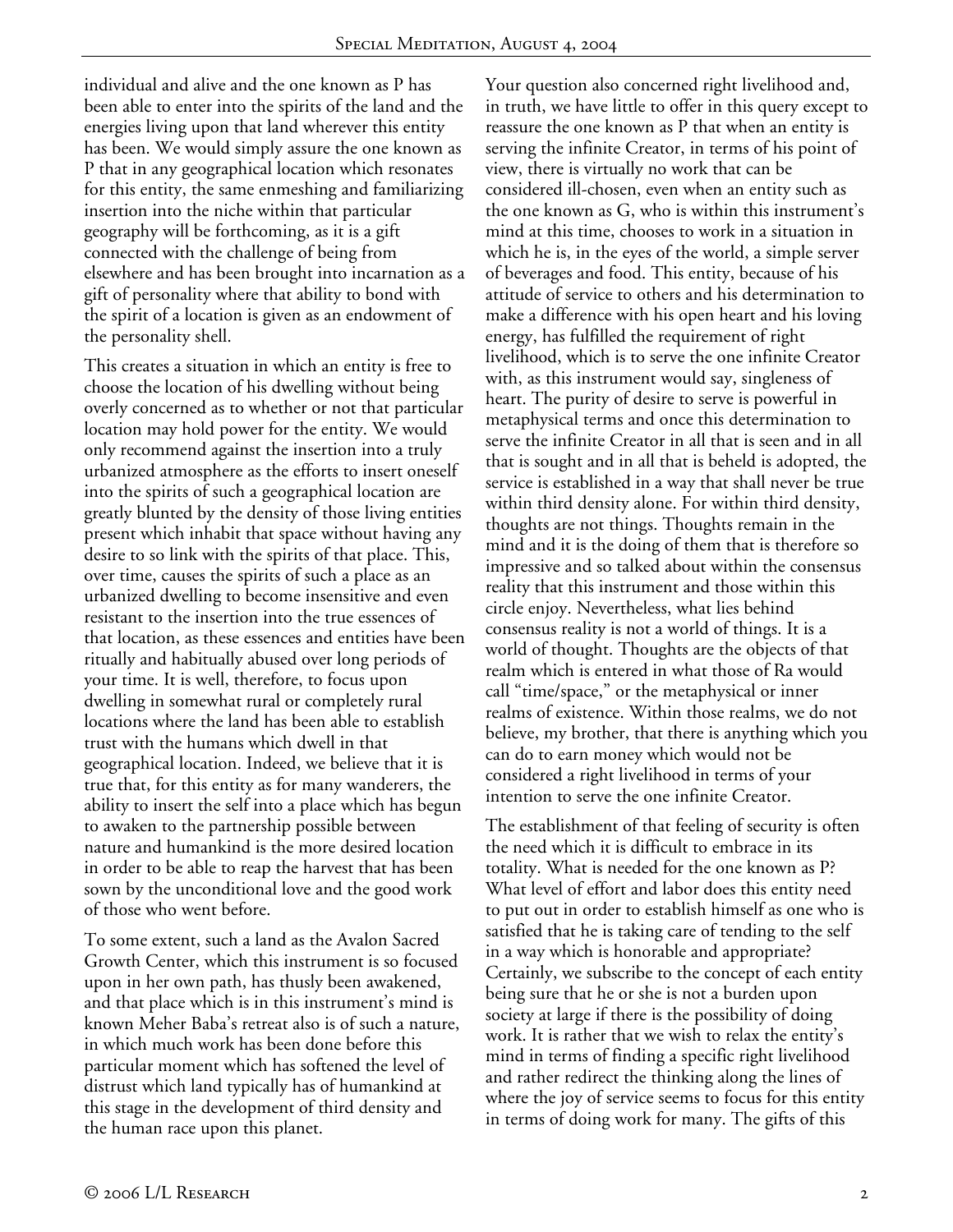individual and alive and the one known as P has been able to enter into the spirits of the land and the energies living upon that land wherever this entity has been. We would simply assure the one known as P that in any geographical location which resonates for this entity, the same enmeshing and familiarizing insertion into the niche within that particular geography will be forthcoming, as it is a gift connected with the challenge of being from elsewhere and has been brought into incarnation as a gift of personality where that ability to bond with the spirit of a location is given as an endowment of the personality shell.

This creates a situation in which an entity is free to choose the location of his dwelling without being overly concerned as to whether or not that particular location may hold power for the entity. We would only recommend against the insertion into a truly urbanized atmosphere as the efforts to insert oneself into the spirits of such a geographical location are greatly blunted by the density of those living entities present which inhabit that space without having any desire to so link with the spirits of that place. This, over time, causes the spirits of such a place as an urbanized dwelling to become insensitive and even resistant to the insertion into the true essences of that location, as these essences and entities have been ritually and habitually abused over long periods of your time. It is well, therefore, to focus upon dwelling in somewhat rural or completely rural locations where the land has been able to establish trust with the humans which dwell in that geographical location. Indeed, we believe that it is true that, for this entity as for many wanderers, the ability to insert the self into a place which has begun to awaken to the partnership possible between nature and humankind is the more desired location in order to be able to reap the harvest that has been sown by the unconditional love and the good work of those who went before.

To some extent, such a land as the Avalon Sacred Growth Center, which this instrument is so focused upon in her own path, has thusly been awakened, and that place which is in this instrument's mind is known Meher Baba's retreat also is of such a nature, in which much work has been done before this particular moment which has softened the level of distrust which land typically has of humankind at this stage in the development of third density and the human race upon this planet.

Your question also concerned right livelihood and, in truth, we have little to offer in this query except to reassure the one known as P that when an entity is serving the infinite Creator, in terms of his point of view, there is virtually no work that can be considered ill-chosen, even when an entity such as the one known as G, who is within this instrument's mind at this time, chooses to work in a situation in which he is, in the eyes of the world, a simple server of beverages and food. This entity, because of his attitude of service to others and his determination to make a difference with his open heart and his loving energy, has fulfilled the requirement of right livelihood, which is to serve the one infinite Creator with, as this instrument would say, singleness of heart. The purity of desire to serve is powerful in metaphysical terms and once this determination to serve the infinite Creator in all that is seen and in all that is sought and in all that is beheld is adopted, the service is established in a way that shall never be true within third density alone. For within third density, thoughts are not things. Thoughts remain in the mind and it is the doing of them that is therefore so impressive and so talked about within the consensus reality that this instrument and those within this circle enjoy. Nevertheless, what lies behind consensus reality is not a world of things. It is a world of thought. Thoughts are the objects of that realm which is entered in what those of Ra would call "time/space," or the metaphysical or inner realms of existence. Within those realms, we do not believe, my brother, that there is anything which you can do to earn money which would not be considered a right livelihood in terms of your intention to serve the one infinite Creator.

The establishment of that feeling of security is often the need which it is difficult to embrace in its totality. What is needed for the one known as P? What level of effort and labor does this entity need to put out in order to establish himself as one who is satisfied that he is taking care of tending to the self in a way which is honorable and appropriate? Certainly, we subscribe to the concept of each entity being sure that he or she is not a burden upon society at large if there is the possibility of doing work. It is rather that we wish to relax the entity's mind in terms of finding a specific right livelihood and rather redirect the thinking along the lines of where the joy of service seems to focus for this entity in terms of doing work for many. The gifts of this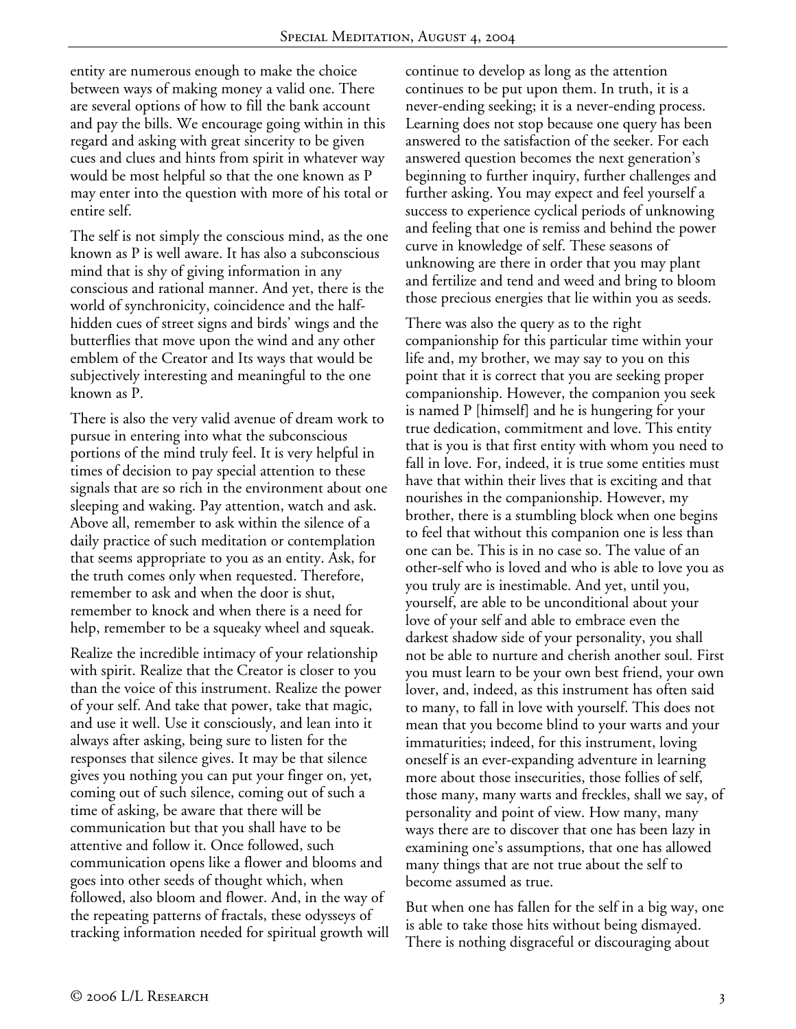entity are numerous enough to make the choice between ways of making money a valid one. There are several options of how to fill the bank account and pay the bills. We encourage going within in this regard and asking with great sincerity to be given cues and clues and hints from spirit in whatever way would be most helpful so that the one known as P may enter into the question with more of his total or entire self.

The self is not simply the conscious mind, as the one known as P is well aware. It has also a subconscious mind that is shy of giving information in any conscious and rational manner. And yet, there is the world of synchronicity, coincidence and the half-hidden cues of street signs and birds' wings and the butterflies that move upon the wind and any other emblem of the Creator and Its ways that would be subjectively interesting and meaningful to the one known as P.

There is also the very valid avenue of dream work to pursue in entering into what the subconscious portions of the mind truly feel. It is very helpful in times of decision to pay special attention to these signals that are so rich in the environment about one sleeping and waking. Pay attention, watch and ask. Above all, remember to ask within the silence of a daily practice of such meditation or contemplation that seems appropriate to you as an entity. Ask, for the truth comes only when requested. Therefore, remember to ask and when the door is shut, remember to knock and when there is a need for help, remember to be a squeaky wheel and squeak.

Realize the incredible intimacy of your relationship with spirit. Realize that the Creator is closer to you than the voice of this instrument. Realize the power of your self. And take that power, take that magic, and use it well. Use it consciously, and lean into it always after asking, being sure to listen for the responses that silence gives. It may be that silence gives you nothing you can put your finger on, yet, coming out of such silence, coming out of such a time of asking, be aware that there will be communication but that you shall have to be attentive and follow it. Once followed, such communication opens like a flower and blooms and goes into other seeds of thought which, when followed, also bloom and flower. And, in the way of the repeating patterns of fractals, these odysseys of tracking information needed for spiritual growth will continue to develop as long as the attention continues to be put upon them. In truth, it is a never-ending seeking; it is a never-ending process. Learning does not stop because one query has been answered to the satisfaction of the seeker. For each answered question becomes the next generation's beginning to further inquiry, further challenges and further asking. You may expect and feel yourself a success to experience cyclical periods of unknowing and feeling that one is remiss and behind the power curve in knowledge of self. These seasons of unknowing are there in order that you may plant and fertilize and tend and weed and bring to bloom those precious energies that lie within you as seeds.

There was also the query as to the right companionship for this particular time within your life and, my brother, we may say to you on this point that it is correct that you are seeking proper companionship. However, the companion you seek is named P [himself] and he is hungering for your true dedication, commitment and love. This entity that is you is that first entity with whom you need to fall in love. For, indeed, it is true some entities must have that within their lives that is exciting and that nourishes in the companionship. However, my brother, there is a stumbling block when one begins to feel that without this companion one is less than one can be. This is in no case so. The value of an other-self who is loved and who is able to love you as you truly are is inestimable. And yet, until you, yourself, are able to be unconditional about your love of your self and able to embrace even the darkest shadow side of your personality, you shall not be able to nurture and cherish another soul. First you must learn to be your own best friend, your own lover, and, indeed, as this instrument has often said to many, to fall in love with yourself. This does not mean that you become blind to your warts and your immaturities; indeed, for this instrument, loving oneself is an ever-expanding adventure in learning more about those insecurities, those follies of self, those many, many warts and freckles, shall we say, of personality and point of view. How many, many ways there are to discover that one has been lazy in examining one's assumptions, that one has allowed many things that are not true about the self to become assumed as true.

But when one has fallen for the self in a big way, one is able to take those hits without being dismayed. There is nothing disgraceful or discouraging about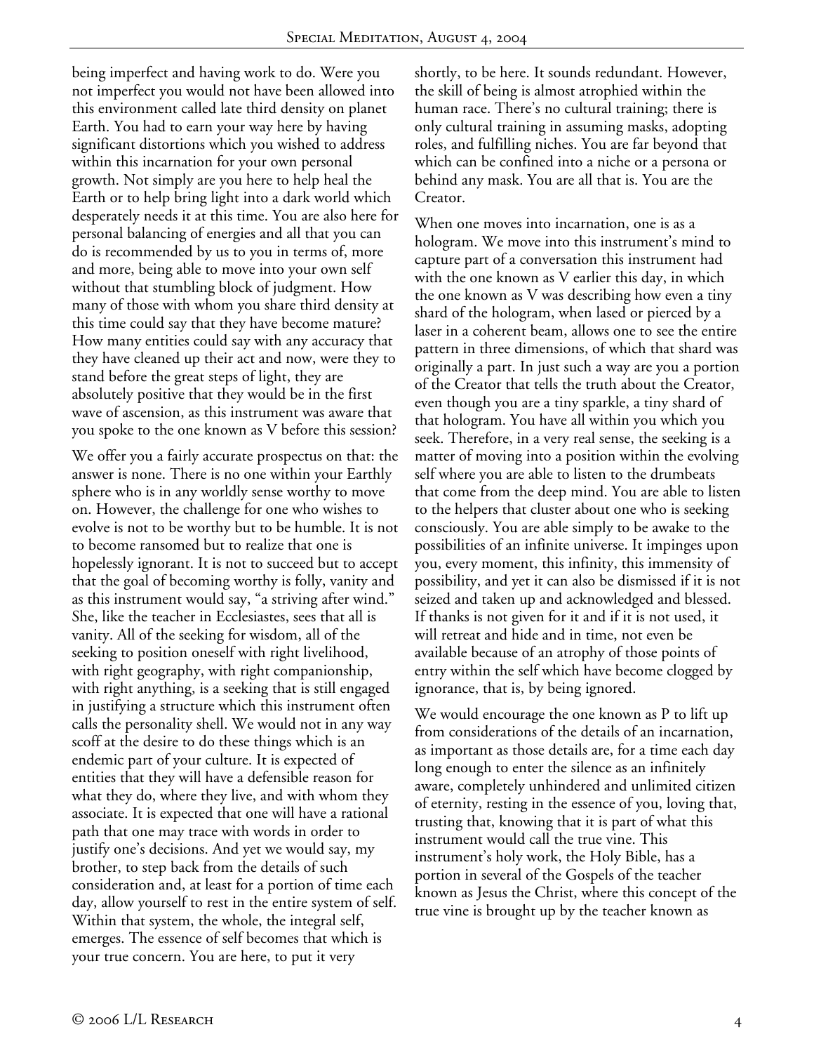being imperfect and having work to do. Were you not imperfect you would not have been allowed into this environment called late third density on planet Earth. You had to earn your way here by having significant distortions which you wished to address within this incarnation for your own personal growth. Not simply are you here to help heal the Earth or to help bring light into a dark world which desperately needs it at this time. You are also here for personal balancing of energies and all that you can do is recommended by us to you in terms of, more and more, being able to move into your own self without that stumbling block of judgment. How many of those with whom you share third density at this time could say that they have become mature? How many entities could say with any accuracy that they have cleaned up their act and now, were they to stand before the great steps of light, they are absolutely positive that they would be in the first wave of ascension, as this instrument was aware that you spoke to the one known as V before this session?

We offer you a fairly accurate prospectus on that: the answer is none. There is no one within your Earthly sphere who is in any worldly sense worthy to move on. However, the challenge for one who wishes to evolve is not to be worthy but to be humble. It is not to become ransomed but to realize that one is hopelessly ignorant. It is not to succeed but to accept that the goal of becoming worthy is folly, vanity and as this instrument would say, "a striving after wind." She, like the teacher in Ecclesiastes, sees that all is vanity. All of the seeking for wisdom, all of the seeking to position oneself with right livelihood, with right geography, with right companionship, with right anything, is a seeking that is still engaged in justifying a structure which this instrument often calls the personality shell. We would not in any way scoff at the desire to do these things which is an endemic part of your culture. It is expected of entities that they will have a defensible reason for what they do, where they live, and with whom they associate. It is expected that one will have a rational path that one may trace with words in order to justify one's decisions. And yet we would say, my brother, to step back from the details of such consideration and, at least for a portion of time each day, allow yourself to rest in the entire system of self. Within that system, the whole, the integral self, emerges. The essence of self becomes that which is your true concern. You are here, to put it very shortly, to be here. It sounds redundant. However, the skill of being is almost atrophied within the human race. There's no cultural training; there is only cultural training in assuming masks, adopting roles, and fulfilling niches. You are far beyond that which can be confined into a niche or a persona or behind any mask. You are all that is. You are the Creator.

When one moves into incarnation, one is as a hologram. We move into this instrument's mind to capture part of a conversation this instrument had with the one known as V earlier this day, in which the one known as V was describing how even a tiny shard of the hologram, when lased or pierced by a laser in a coherent beam, allows one to see the entire pattern in three dimensions, of which that shard was originally a part. In just such a way are you a portion of the Creator that tells the truth about the Creator, even though you are a tiny sparkle, a tiny shard of that hologram. You have all within you which you seek. Therefore, in a very real sense, the seeking is a matter of moving into a position within the evolving self where you are able to listen to the drumbeats that come from the deep mind. You are able to listen to the helpers that cluster about one who is seeking consciously. You are able simply to be awake to the possibilities of an infinite universe. It impinges upon you, every moment, this infinity, this immensity of possibility, and yet it can also be dismissed if it is not seized and taken up and acknowledged and blessed. If thanks is not given for it and if it is not used, it will retreat and hide and in time, not even be available because of an atrophy of those points of entry within the self which have become clogged by ignorance, that is, by being ignored.

We would encourage the one known as P to lift up from considerations of the details of an incarnation, as important as those details are, for a time each day long enough to enter the silence as an infinitely aware, completely unhindered and unlimited citizen of eternity, resting in the essence of you, loving that, trusting that, knowing that it is part of what this instrument would call the true vine. This instrument's holy work, the Holy Bible, has a portion in several of the Gospels of the teacher known as Jesus the Christ, where this concept of the true vine is brought up by the teacher known as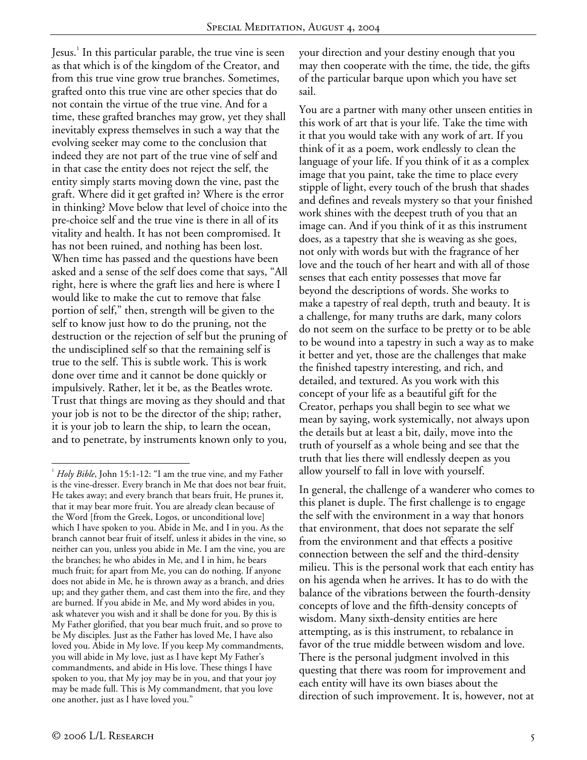Jesus.[1] In this particular parable, the true vine is seen as that which is of the kingdom of the Creator, and from this true vine grow true branches. Sometimes, grafted onto this true vine are other species that do not contain the virtue of the true vine. And for a time, these grafted branches may grow, yet they shall inevitably express themselves in such a way that the evolving seeker may come to the conclusion that indeed they are not part of the true vine of self and in that case the entity does not reject the self, the entity simply starts moving down the vine, past the graft. Where did it get grafted in? Where is the error in thinking? Move below that level of choice into the pre-choice self and the true vine is there in all of its vitality and health. It has not been compromised. It has not been ruined, and nothing has been lost. When time has passed and the questions have been asked and a sense of the self does come that says, "All right, here is where the graft lies and here is where I would like to make the cut to remove that false portion of self," then, strength will be given to the self to know just how to do the pruning, not the destruction or the rejection of self but the pruning of the undisciplined self so that the remaining self is true to the self. This is subtle work. This is work done over time and it cannot be done quickly or impulsively. Rather, let it be, as the Beatles wrote. Trust that things are moving as they should and that your job is not to be the director of the ship; rather, it is your job to learn the ship, to learn the ocean, and to penetrate, by instruments known only to you, your direction and your destiny enough that you may then cooperate with the time, the tide, the gifts of the particular barque upon which you have set sail.

You are a partner with many other unseen entities in this work of art that is your life. Take the time with it that you would take with any work of art. If you think of it as a poem, work endlessly to clean the language of your life. If you think of it as a complex image that you paint, take the time to place every stipple of light, every touch of the brush that shades and defines and reveals mystery so that your finished work shines with the deepest truth of you that an image can. And if you think of it as this instrument does, as a tapestry that she is weaving as she goes, not only with words but with the fragrance of her love and the touch of her heart and with all of those senses that each entity possesses that move far beyond the descriptions of words. She works to make a tapestry of real depth, truth and beauty. It is a challenge, for many truths are dark, many colors do not seem on the surface to be pretty or to be able to be wound into a tapestry in such a way as to make it better and yet, those are the challenges that make the finished tapestry interesting, and rich, and detailed, and textured. As you work with this concept of your life as a beautiful gift for the Creator, perhaps you shall begin to see what we mean by saying, work systemically, not always upon the details but at least a bit, daily, move into the truth of yourself as a whole being and see that the truth that lies there will endlessly deepen as you allow yourself to fall in love with yourself.

In general, the challenge of a wanderer who comes to this planet is duple. The first challenge is to engage the self with the environment in a way that honors that environment, that does not separate the self from the environment and that effects a positive connection between the self and the third-density milieu. This is the personal work that each entity has on his agenda when he arrives. It has to do with the balance of the vibrations between the fourth-density concepts of love and the fifth-density concepts of wisdom. Many sixth-density entities are here attempting, as is this instrument, to rebalance in favor of the true middle between wisdom and love. There is the personal judgment involved in this questing that there was room for improvement and each entity will have its own biases about the direction of such improvement. It is, however, not at

---

[1] *Holy Bible*, John 15:1-12: "I am the true vine, and my Father is the vine-dresser. Every branch in Me that does not bear fruit, He takes away; and every branch that bears fruit, He prunes it, that it may bear more fruit. You are already clean because of the Word [from the Greek, Logos, or unconditional love] which I have spoken to you. Abide in Me, and I in you. As the branch cannot bear fruit of itself, unless it abides in the vine, so neither can you, unless you abide in Me. I am the vine, you are the branches; he who abides in Me, and I in him, he bears much fruit; for apart from Me, you can do nothing. If anyone does not abide in Me, he is thrown away as a branch, and dries up; and they gather them, and cast them into the fire, and they are burned. If you abide in Me, and My word abides in you, ask whatever you wish and it shall be done for you. By this is My Father glorified, that you bear much fruit, and so prove to be My disciples. Just as the Father has loved Me, I have also loved you. Abide in My love. If you keep My commandments, you will abide in My love, just as I have kept My Father's commandments, and abide in His love. These things I have spoken to you, that My joy may be in you, and that your joy may be made full. This is My commandment, that you love one another, just as I have loved you."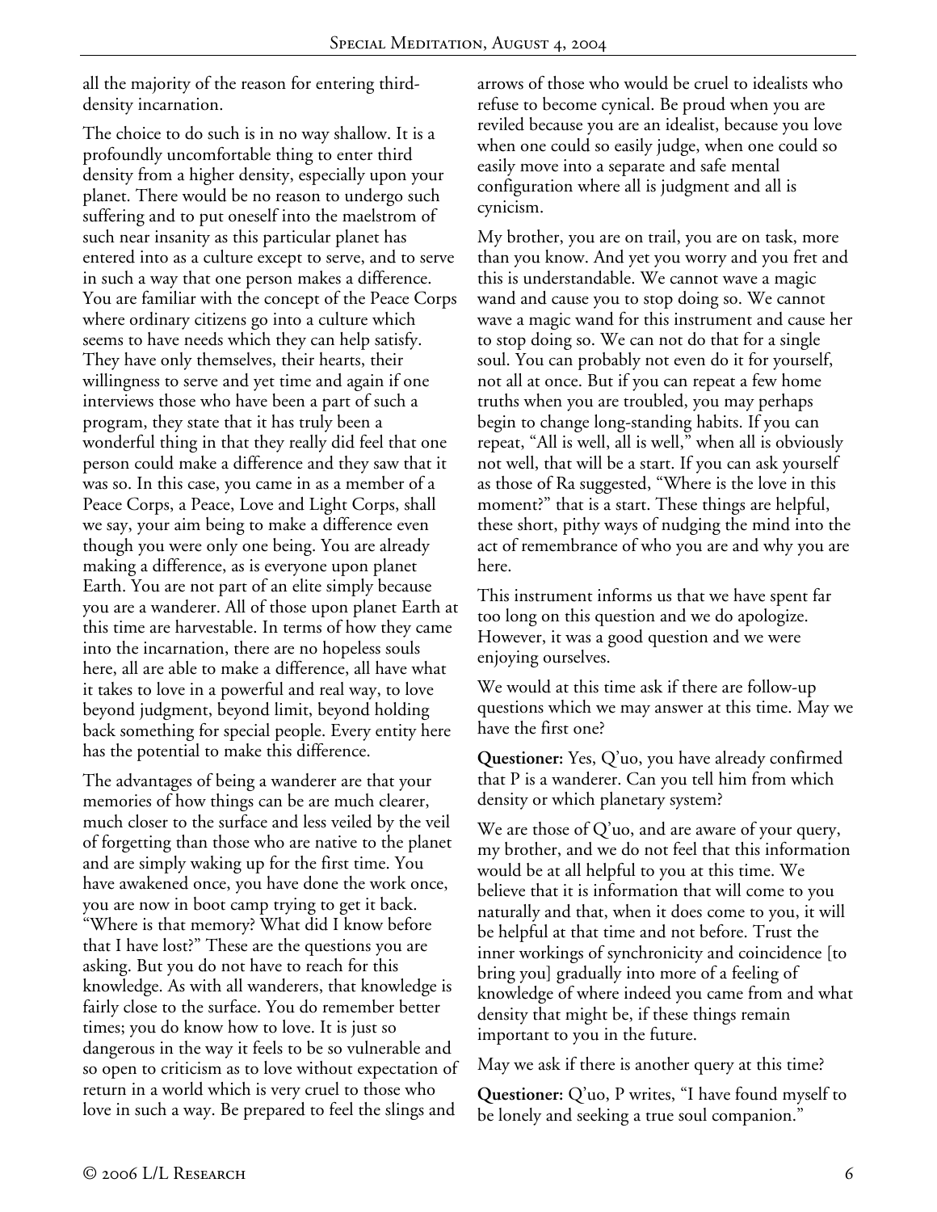all the majority of the reason for entering third-density incarnation.

The choice to do such is in no way shallow. It is a profoundly uncomfortable thing to enter third density from a higher density, especially upon your planet. There would be no reason to undergo such suffering and to put oneself into the maelstrom of such near insanity as this particular planet has entered into as a culture except to serve, and to serve in such a way that one person makes a difference. You are familiar with the concept of the Peace Corps where ordinary citizens go into a culture which seems to have needs which they can help satisfy. They have only themselves, their hearts, their willingness to serve and yet time and again if one interviews those who have been a part of such a program, they state that it has truly been a wonderful thing in that they really did feel that one person could make a difference and they saw that it was so. In this case, you came in as a member of a Peace Corps, a Peace, Love and Light Corps, shall we say, your aim being to make a difference even though you were only one being. You are already making a difference, as is everyone upon planet Earth. You are not part of an elite simply because you are a wanderer. All of those upon planet Earth at this time are harvestable. In terms of how they came into the incarnation, there are no hopeless souls here, all are able to make a difference, all have what it takes to love in a powerful and real way, to love beyond judgment, beyond limit, beyond holding back something for special people. Every entity here has the potential to make this difference.

The advantages of being a wanderer are that your memories of how things can be are much clearer, much closer to the surface and less veiled by the veil of forgetting than those who are native to the planet and are simply waking up for the first time. You have awakened once, you have done the work once, you are now in boot camp trying to get it back. "Where is that memory? What did I know before that I have lost?" These are the questions you are asking. But you do not have to reach for this knowledge. As with all wanderers, that knowledge is fairly close to the surface. You do remember better times; you do know how to love. It is just so dangerous in the way it feels to be so vulnerable and so open to criticism as to love without expectation of return in a world which is very cruel to those who love in such a way. Be prepared to feel the slings and arrows of those who would be cruel to idealists who refuse to become cynical. Be proud when you are reviled because you are an idealist, because you love when one could so easily judge, when one could so easily move into a separate and safe mental configuration where all is judgment and all is cynicism.

My brother, you are on trail, you are on task, more than you know. And yet you worry and you fret and this is understandable. We cannot wave a magic wand and cause you to stop doing so. We cannot wave a magic wand for this instrument and cause her to stop doing so. We can not do that for a single soul. You can probably not even do it for yourself, not all at once. But if you can repeat a few home truths when you are troubled, you may perhaps begin to change long-standing habits. If you can repeat, "All is well, all is well," when all is obviously not well, that will be a start. If you can ask yourself as those of Ra suggested, "Where is the love in this moment?" that is a start. These things are helpful, these short, pithy ways of nudging the mind into the act of remembrance of who you are and why you are here.

This instrument informs us that we have spent far too long on this question and we do apologize. However, it was a good question and we were enjoying ourselves.

We would at this time ask if there are follow-up questions which we may answer at this time. May we have the first one?

**Questioner:** Yes, Q'uo, you have already confirmed that P is a wanderer. Can you tell him from which density or which planetary system?

We are those of Q'uo, and are aware of your query, my brother, and we do not feel that this information would be at all helpful to you at this time. We believe that it is information that will come to you naturally and that, when it does come to you, it will be helpful at that time and not before. Trust the inner workings of synchronicity and coincidence [to bring you] gradually into more of a feeling of knowledge of where indeed you came from and what density that might be, if these things remain important to you in the future.

May we ask if there is another query at this time?

**Questioner:** Q'uo, P writes, "I have found myself to be lonely and seeking a true soul companion."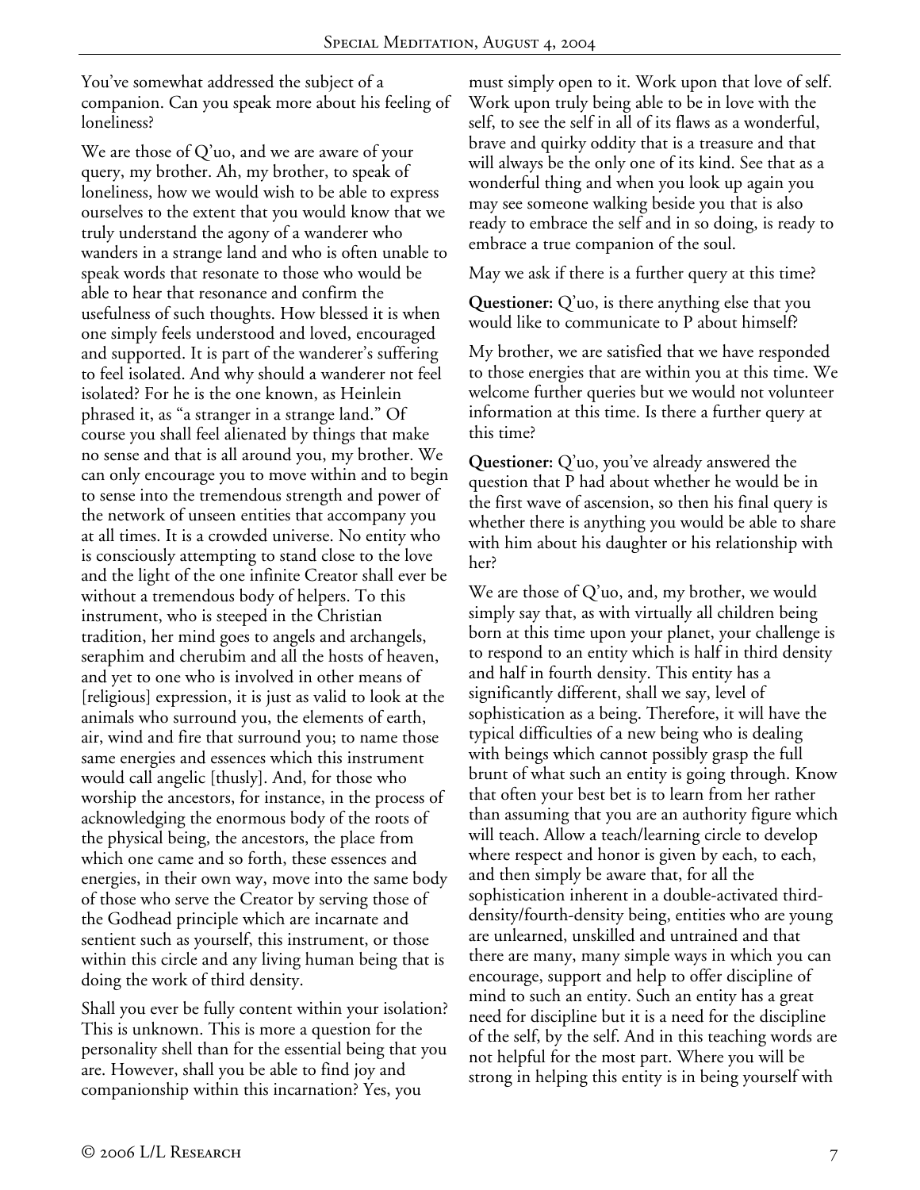You've somewhat addressed the subject of a companion. Can you speak more about his feeling of loneliness?

We are those of Q'uo, and we are aware of your query, my brother. Ah, my brother, to speak of loneliness, how we would wish to be able to express ourselves to the extent that you would know that we truly understand the agony of a wanderer who wanders in a strange land and who is often unable to speak words that resonate to those who would be able to hear that resonance and confirm the usefulness of such thoughts. How blessed it is when one simply feels understood and loved, encouraged and supported. It is part of the wanderer's suffering to feel isolated. And why should a wanderer not feel isolated? For he is the one known, as Heinlein phrased it, as "a stranger in a strange land." Of course you shall feel alienated by things that make no sense and that is all around you, my brother. We can only encourage you to move within and to begin to sense into the tremendous strength and power of the network of unseen entities that accompany you at all times. It is a crowded universe. No entity who is consciously attempting to stand close to the love and the light of the one infinite Creator shall ever be without a tremendous body of helpers. To this instrument, who is steeped in the Christian tradition, her mind goes to angels and archangels, seraphim and cherubim and all the hosts of heaven, and yet to one who is involved in other means of [religious] expression, it is just as valid to look at the animals who surround you, the elements of earth, air, wind and fire that surround you; to name those same energies and essences which this instrument would call angelic [thusly]. And, for those who worship the ancestors, for instance, in the process of acknowledging the enormous body of the roots of the physical being, the ancestors, the place from which one came and so forth, these essences and energies, in their own way, move into the same body of those who serve the Creator by serving those of the Godhead principle which are incarnate and sentient such as yourself, this instrument, or those within this circle and any living human being that is doing the work of third density.

Shall you ever be fully content within your isolation? This is unknown. This is more a question for the personality shell than for the essential being that you are. However, shall you be able to find joy and companionship within this incarnation? Yes, you must simply open to it. Work upon that love of self. Work upon truly being able to be in love with the self, to see the self in all of its flaws as a wonderful, brave and quirky oddity that is a treasure and that will always be the only one of its kind. See that as a wonderful thing and when you look up again you may see someone walking beside you that is also ready to embrace the self and in so doing, is ready to embrace a true companion of the soul.

May we ask if there is a further query at this time?

**Questioner:** Q'uo, is there anything else that you would like to communicate to P about himself?

My brother, we are satisfied that we have responded to those energies that are within you at this time. We welcome further queries but we would not volunteer information at this time. Is there a further query at this time?

**Questioner:** Q'uo, you've already answered the question that P had about whether he would be in the first wave of ascension, so then his final query is whether there is anything you would be able to share with him about his daughter or his relationship with her?

We are those of Q'uo, and, my brother, we would simply say that, as with virtually all children being born at this time upon your planet, your challenge is to respond to an entity which is half in third density and half in fourth density. This entity has a significantly different, shall we say, level of sophistication as a being. Therefore, it will have the typical difficulties of a new being who is dealing with beings which cannot possibly grasp the full brunt of what such an entity is going through. Know that often your best bet is to learn from her rather than assuming that you are an authority figure which will teach. Allow a teach/learning circle to develop where respect and honor is given by each, to each, and then simply be aware that, for all the sophistication inherent in a double-activated third-density/fourth-density being, entities who are young are unlearned, unskilled and untrained and that there are many, many simple ways in which you can encourage, support and help to offer discipline of mind to such an entity. Such an entity has a great need for discipline but it is a need for the discipline of the self, by the self. And in this teaching words are not helpful for the most part. Where you will be strong in helping this entity is in being yourself with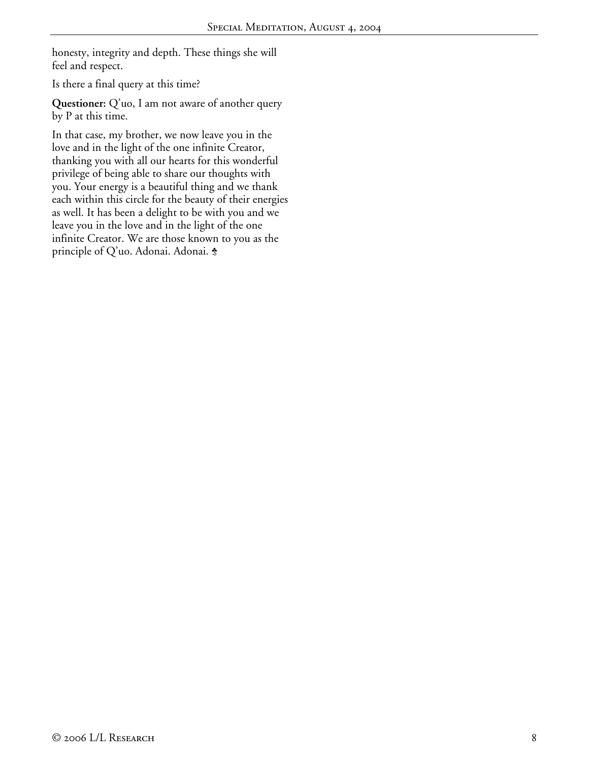honesty, integrity and depth. These things she will feel and respect.

Is there a final query at this time?

**Questioner:** Q'uo, I am not aware of another query by P at this time.

In that case, my brother, we now leave you in the love and in the light of the one infinite Creator, thanking you with all our hearts for this wonderful privilege of being able to share our thoughts with you. Your energy is a beautiful thing and we thank each within this circle for the beauty of their energies as well. It has been a delight to be with you and we leave you in the love and in the light of the one infinite Creator. We are those known to you as the principle of Q'uo. Adonai. Adonai.